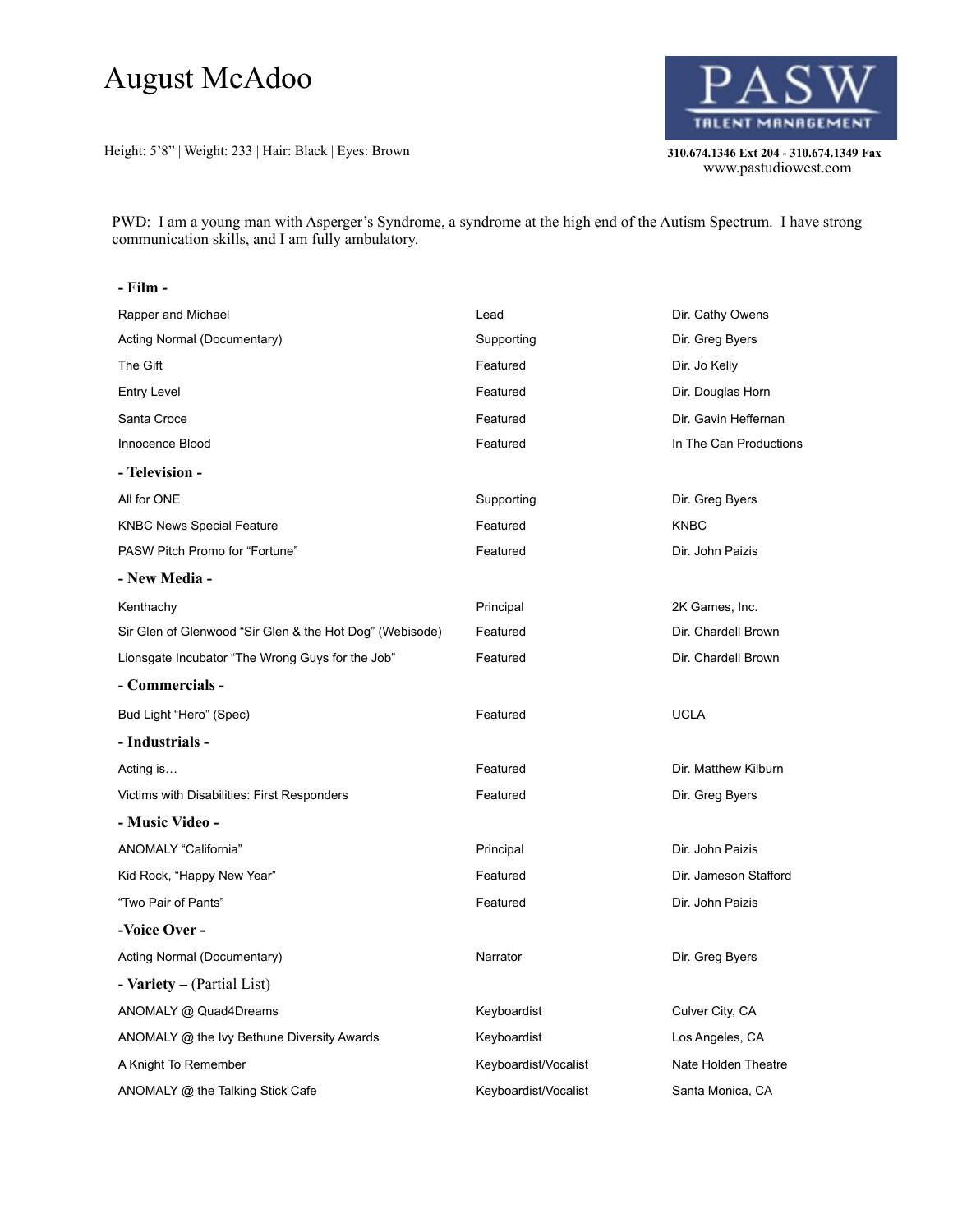# August McAdoo

Height: 5'8" | Weight: 233 | Hair: Black | Eyes: Brown

**PASW TALENT MANAGEMENT**
**310.674.1346 Ext 204 - 310.674.1349 Fax**
www.pastudiowest.com

PWD: I am a young man with Asperger's Syndrome, a syndrome at the high end of the Autism Spectrum. I have strong communication skills, and I am fully ambulatory.

## - Film -

| | | |
|---|---|---|
| Rapper and Michael | Lead | Dir. Cathy Owens |
| Acting Normal (Documentary) | Supporting | Dir. Greg Byers |
| The Gift | Featured | Dir. Jo Kelly |
| Entry Level | Featured | Dir. Douglas Horn |
| Santa Croce | Featured | Dir. Gavin Heffernan |
| Innocence Blood | Featured | In The Can Productions |

## - Television -

| | | |
|---|---|---|
| All for ONE | Supporting | Dir. Greg Byers |
| KNBC News Special Feature | Featured | KNBC |
| PASW Pitch Promo for "Fortune" | Featured | Dir. John Paizis |

## - New Media -

| | | |
|---|---|---|
| Kenthachy | Principal | 2K Games, Inc. |
| Sir Glen of Glenwood "Sir Glen & the Hot Dog" (Webisode) | Featured | Dir. Chardell Brown |
| Lionsgate Incubator "The Wrong Guys for the Job" | Featured | Dir. Chardell Brown |

## - Commercials -

| | | |
|---|---|---|
| Bud Light "Hero" (Spec) | Featured | UCLA |

## - Industrials -

| | | |
|---|---|---|
| Acting is… | Featured | Dir. Matthew Kilburn |
| Victims with Disabilities: First Responders | Featured | Dir. Greg Byers |

## - Music Video -

| | | |
|---|---|---|
| ANOMALY "California" | Principal | Dir. John Paizis |
| Kid Rock, "Happy New Year" | Featured | Dir. Jameson Stafford |
| "Two Pair of Pants" | Featured | Dir. John Paizis |

## -Voice Over -

| | | |
|---|---|---|
| Acting Normal (Documentary) | Narrator | Dir. Greg Byers |

## - Variety – (Partial List)

| | | |
|---|---|---|
| ANOMALY @ Quad4Dreams | Keyboardist | Culver City, CA |
| ANOMALY @ the Ivy Bethune Diversity Awards | Keyboardist | Los Angeles, CA |
| A Knight To Remember | Keyboardist/Vocalist | Nate Holden Theatre |
| ANOMALY @ the Talking Stick Cafe | Keyboardist/Vocalist | Santa Monica, CA |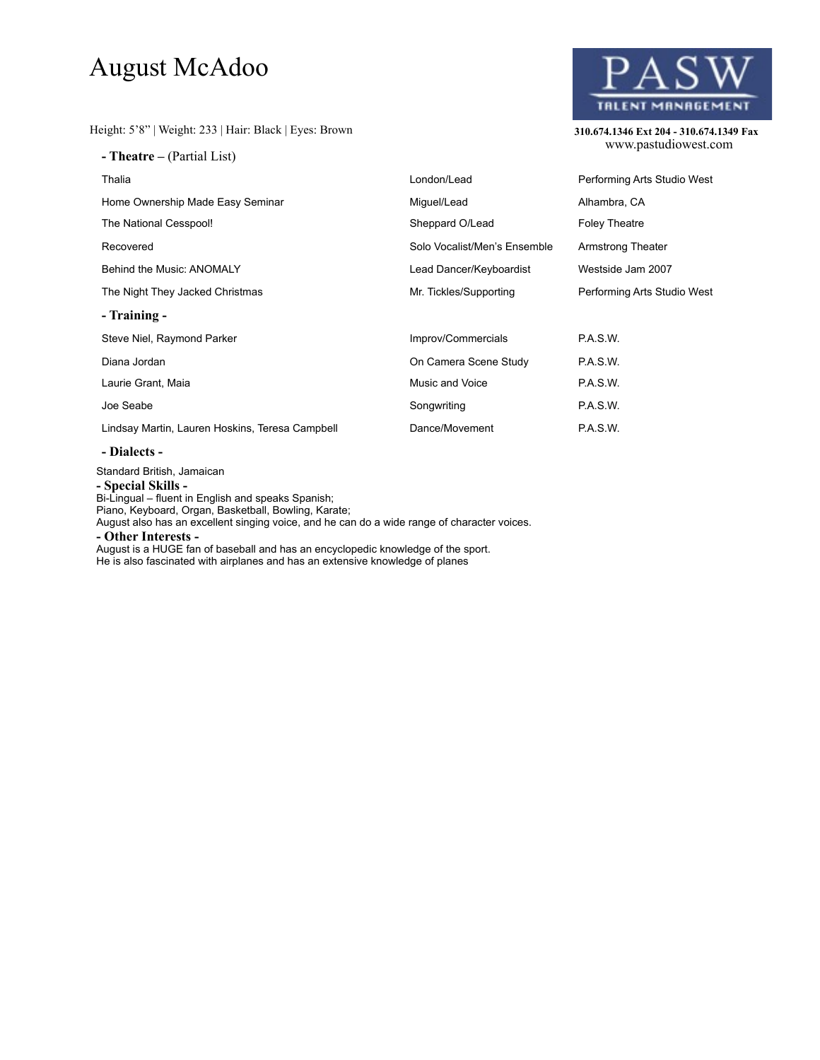# August McAdoo

PASW TALENT MANAGEMENT

**310.674.1346 Ext 204 - 310.674.1349 Fax**
www.pastudiowest.com

Height: 5'8" | Weight: 233 | Hair: Black | Eyes: Brown

## - Theatre – (Partial List)

| | | |
|---|---|---|
| Thalia | London/Lead | Performing Arts Studio West |
| Home Ownership Made Easy Seminar | Miguel/Lead | Alhambra, CA |
| The National Cesspool! | Sheppard O/Lead | Foley Theatre |
| Recovered | Solo Vocalist/Men's Ensemble | Armstrong Theater |
| Behind the Music: ANOMALY | Lead Dancer/Keyboardist | Westside Jam 2007 |
| The Night They Jacked Christmas | Mr. Tickles/Supporting | Performing Arts Studio West |

## - Training -

| | | |
|---|---|---|
| Steve Niel, Raymond Parker | Improv/Commercials | P.A.S.W. |
| Diana Jordan | On Camera Scene Study | P.A.S.W. |
| Laurie Grant, Maia | Music and Voice | P.A.S.W. |
| Joe Seabe | Songwriting | P.A.S.W. |
| Lindsay Martin, Lauren Hoskins, Teresa Campbell | Dance/Movement | P.A.S.W. |

## - Dialects -

Standard British, Jamaican

## - Special Skills -

Bi-Lingual – fluent in English and speaks Spanish;
Piano, Keyboard, Organ, Basketball, Bowling, Karate;
August also has an excellent singing voice, and he can do a wide range of character voices.

## - Other Interests -

August is a HUGE fan of baseball and has an encyclopedic knowledge of the sport.
He is also fascinated with airplanes and has an extensive knowledge of planes